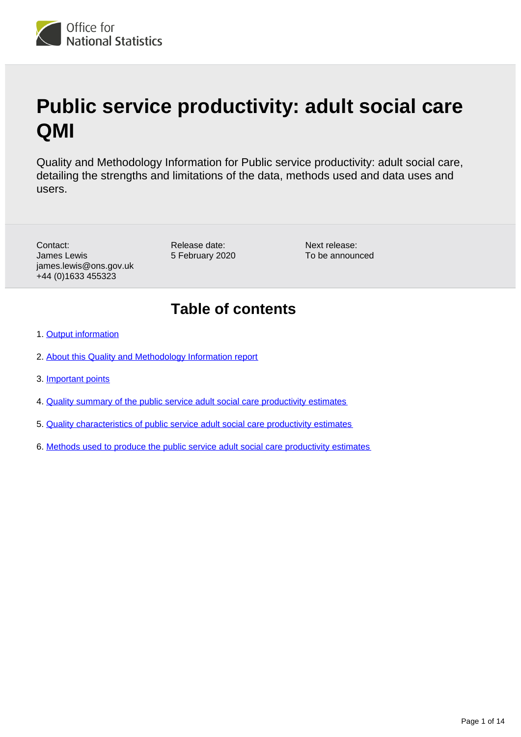# Public service productivity: adult social care QMI

Quality and Methodology Information for Public service productivity: adult social care, detailing the strengths and limitations of the data, methods used and data uses and users.

Contact:
James Lewis
james.lewis@ons.gov.uk
+44 (0)1633 455323

Release date:
5 February 2020

Next release:
To be announced

## Table of contents

1. Output information
2. About this Quality and Methodology Information report
3. Important points
4. Quality summary of the public service adult social care productivity estimates
5. Quality characteristics of public service adult social care productivity estimates
6. Methods used to produce the public service adult social care productivity estimates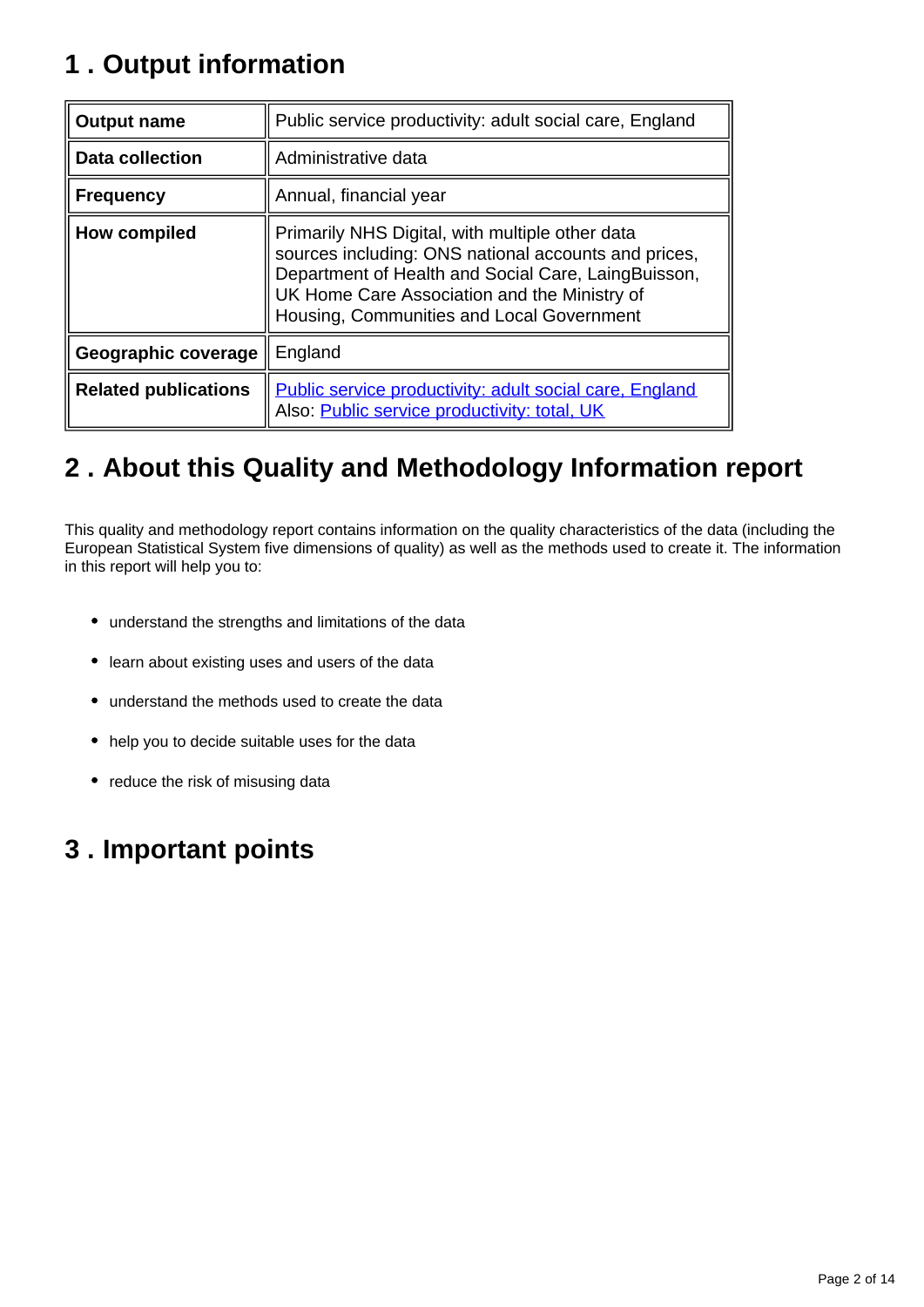## 1 . Output information

| Output name | Public service productivity: adult social care, England |
|---|---|
| Data collection | Administrative data |
| Frequency | Annual, financial year |
| How compiled | Primarily NHS Digital, with multiple other data sources including: ONS national accounts and prices, Department of Health and Social Care, LaingBuisson, UK Home Care Association and the Ministry of Housing, Communities and Local Government |
| Geographic coverage | England |
| Related publications | Public service productivity: adult social care, England Also: Public service productivity: total, UK |

## 2 . About this Quality and Methodology Information report

This quality and methodology report contains information on the quality characteristics of the data (including the European Statistical System five dimensions of quality) as well as the methods used to create it. The information in this report will help you to:

- understand the strengths and limitations of the data
- learn about existing uses and users of the data
- understand the methods used to create the data
- help you to decide suitable uses for the data
- reduce the risk of misusing data

## 3 . Important points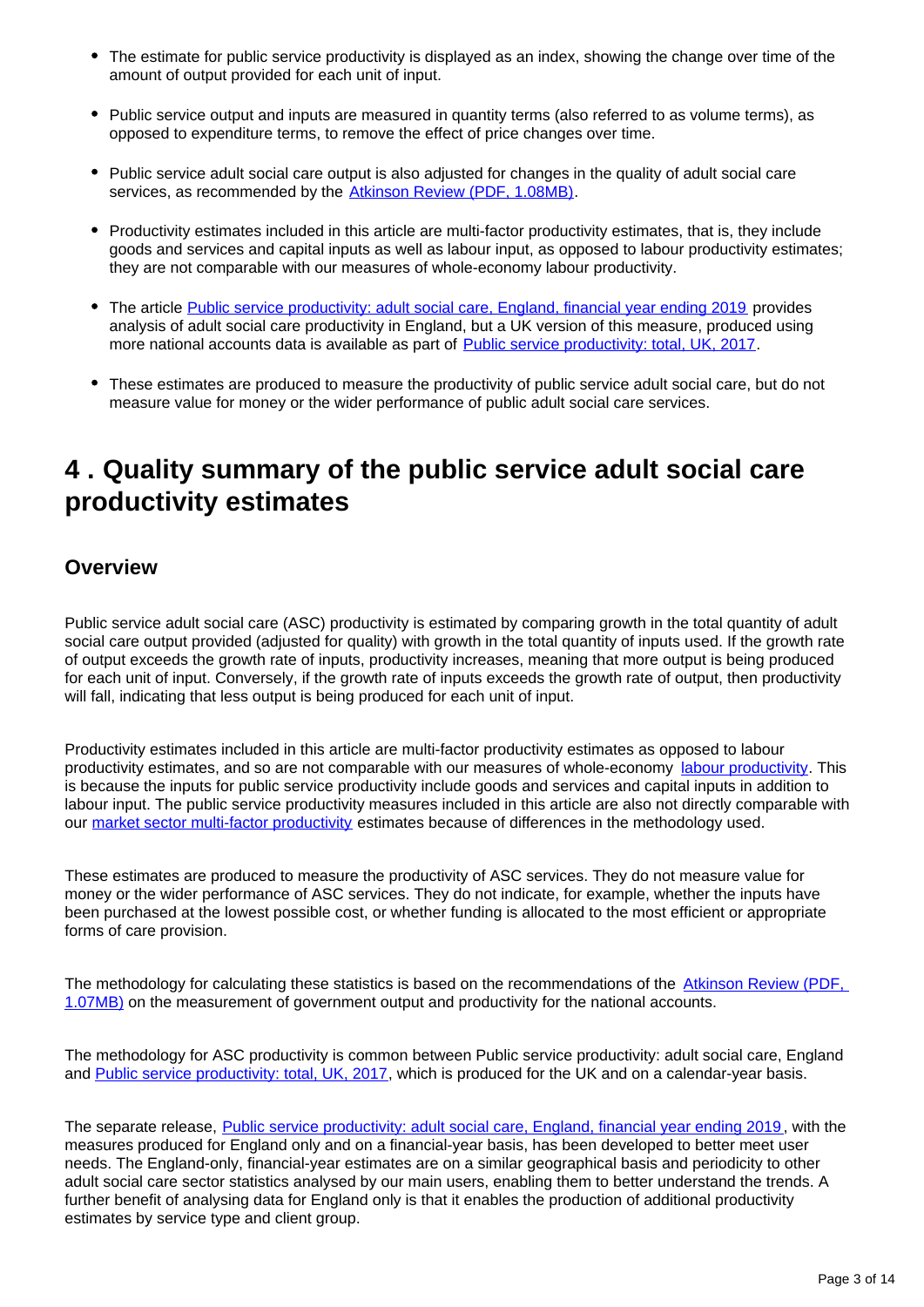- The estimate for public service productivity is displayed as an index, showing the change over time of the amount of output provided for each unit of input.
- Public service output and inputs are measured in quantity terms (also referred to as volume terms), as opposed to expenditure terms, to remove the effect of price changes over time.
- Public service adult social care output is also adjusted for changes in the quality of adult social care services, as recommended by the Atkinson Review (PDF, 1.08MB).
- Productivity estimates included in this article are multi-factor productivity estimates, that is, they include goods and services and capital inputs as well as labour input, as opposed to labour productivity estimates; they are not comparable with our measures of whole-economy labour productivity.
- The article Public service productivity: adult social care, England, financial year ending 2019 provides analysis of adult social care productivity in England, but a UK version of this measure, produced using more national accounts data is available as part of Public service productivity: total, UK, 2017.
- These estimates are produced to measure the productivity of public service adult social care, but do not measure value for money or the wider performance of public adult social care services.

# 4 . Quality summary of the public service adult social care productivity estimates

## Overview

Public service adult social care (ASC) productivity is estimated by comparing growth in the total quantity of adult social care output provided (adjusted for quality) with growth in the total quantity of inputs used. If the growth rate of output exceeds the growth rate of inputs, productivity increases, meaning that more output is being produced for each unit of input. Conversely, if the growth rate of inputs exceeds the growth rate of output, then productivity will fall, indicating that less output is being produced for each unit of input.

Productivity estimates included in this article are multi-factor productivity estimates as opposed to labour productivity estimates, and so are not comparable with our measures of whole-economy labour productivity. This is because the inputs for public service productivity include goods and services and capital inputs in addition to labour input. The public service productivity measures included in this article are also not directly comparable with our market sector multi-factor productivity estimates because of differences in the methodology used.

These estimates are produced to measure the productivity of ASC services. They do not measure value for money or the wider performance of ASC services. They do not indicate, for example, whether the inputs have been purchased at the lowest possible cost, or whether funding is allocated to the most efficient or appropriate forms of care provision.

The methodology for calculating these statistics is based on the recommendations of the Atkinson Review (PDF, 1.07MB) on the measurement of government output and productivity for the national accounts.

The methodology for ASC productivity is common between Public service productivity: adult social care, England and Public service productivity: total, UK, 2017, which is produced for the UK and on a calendar-year basis.

The separate release, Public service productivity: adult social care, England, financial year ending 2019, with the measures produced for England only and on a financial-year basis, has been developed to better meet user needs. The England-only, financial-year estimates are on a similar geographical basis and periodicity to other adult social care sector statistics analysed by our main users, enabling them to better understand the trends. A further benefit of analysing data for England only is that it enables the production of additional productivity estimates by service type and client group.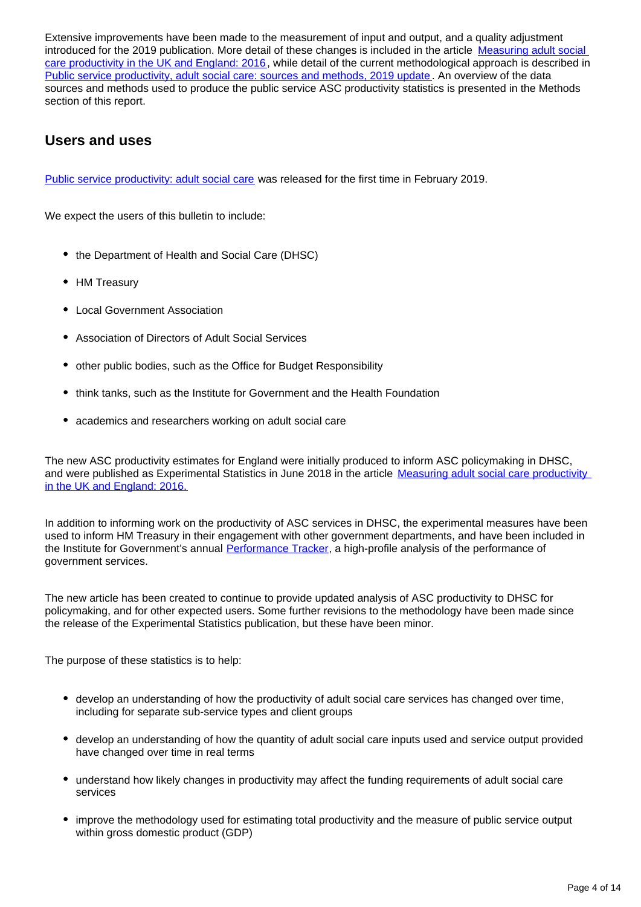Extensive improvements have been made to the measurement of input and output, and a quality adjustment introduced for the 2019 publication. More detail of these changes is included in the article [Measuring adult social care productivity in the UK and England: 2016](), while detail of the current methodological approach is described in [Public service productivity, adult social care: sources and methods, 2019 update](). An overview of the data sources and methods used to produce the public service ASC productivity statistics is presented in the Methods section of this report.

## Users and uses

[Public service productivity: adult social care]() was released for the first time in February 2019.

We expect the users of this bulletin to include:

- the Department of Health and Social Care (DHSC)
- HM Treasury
- Local Government Association
- Association of Directors of Adult Social Services
- other public bodies, such as the Office for Budget Responsibility
- think tanks, such as the Institute for Government and the Health Foundation
- academics and researchers working on adult social care

The new ASC productivity estimates for England were initially produced to inform ASC policymaking in DHSC, and were published as Experimental Statistics in June 2018 in the article [Measuring adult social care productivity in the UK and England: 2016.]()

In addition to informing work on the productivity of ASC services in DHSC, the experimental measures have been used to inform HM Treasury in their engagement with other government departments, and have been included in the Institute for Government's annual [Performance Tracker](), a high-profile analysis of the performance of government services.

The new article has been created to continue to provide updated analysis of ASC productivity to DHSC for policymaking, and for other expected users. Some further revisions to the methodology have been made since the release of the Experimental Statistics publication, but these have been minor.

The purpose of these statistics is to help:

- develop an understanding of how the productivity of adult social care services has changed over time, including for separate sub-service types and client groups
- develop an understanding of how the quantity of adult social care inputs used and service output provided have changed over time in real terms
- understand how likely changes in productivity may affect the funding requirements of adult social care services
- improve the methodology used for estimating total productivity and the measure of public service output within gross domestic product (GDP)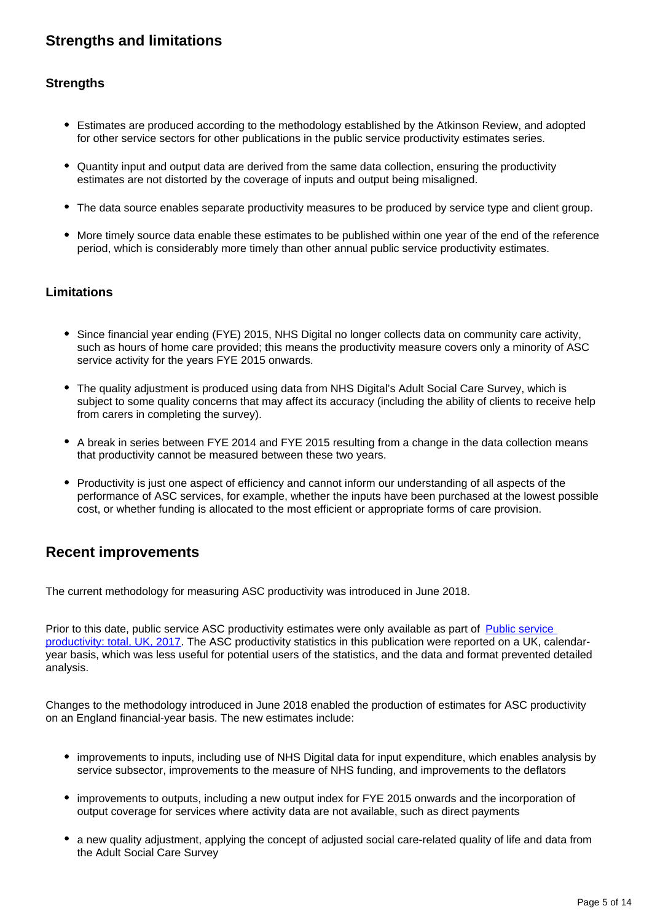## Strengths and limitations

### Strengths

- Estimates are produced according to the methodology established by the Atkinson Review, and adopted for other service sectors for other publications in the public service productivity estimates series.
- Quantity input and output data are derived from the same data collection, ensuring the productivity estimates are not distorted by the coverage of inputs and output being misaligned.
- The data source enables separate productivity measures to be produced by service type and client group.
- More timely source data enable these estimates to be published within one year of the end of the reference period, which is considerably more timely than other annual public service productivity estimates.

### Limitations

- Since financial year ending (FYE) 2015, NHS Digital no longer collects data on community care activity, such as hours of home care provided; this means the productivity measure covers only a minority of ASC service activity for the years FYE 2015 onwards.
- The quality adjustment is produced using data from NHS Digital's Adult Social Care Survey, which is subject to some quality concerns that may affect its accuracy (including the ability of clients to receive help from carers in completing the survey).
- A break in series between FYE 2014 and FYE 2015 resulting from a change in the data collection means that productivity cannot be measured between these two years.
- Productivity is just one aspect of efficiency and cannot inform our understanding of all aspects of the performance of ASC services, for example, whether the inputs have been purchased at the lowest possible cost, or whether funding is allocated to the most efficient or appropriate forms of care provision.

## Recent improvements

The current methodology for measuring ASC productivity was introduced in June 2018.

Prior to this date, public service ASC productivity estimates were only available as part of [Public service productivity: total, UK, 2017](). The ASC productivity statistics in this publication were reported on a UK, calendar-year basis, which was less useful for potential users of the statistics, and the data and format prevented detailed analysis.

Changes to the methodology introduced in June 2018 enabled the production of estimates for ASC productivity on an England financial-year basis. The new estimates include:

- improvements to inputs, including use of NHS Digital data for input expenditure, which enables analysis by service subsector, improvements to the measure of NHS funding, and improvements to the deflators
- improvements to outputs, including a new output index for FYE 2015 onwards and the incorporation of output coverage for services where activity data are not available, such as direct payments
- a new quality adjustment, applying the concept of adjusted social care-related quality of life and data from the Adult Social Care Survey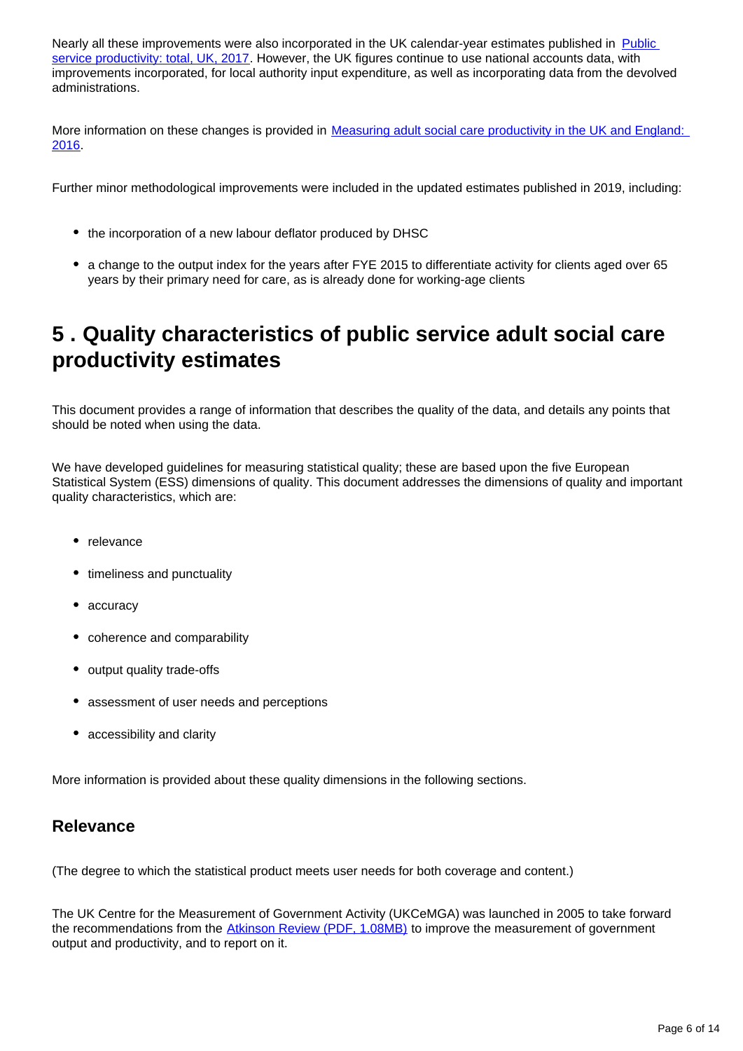Nearly all these improvements were also incorporated in the UK calendar-year estimates published in [Public service productivity: total, UK, 2017](). However, the UK figures continue to use national accounts data, with improvements incorporated, for local authority input expenditure, as well as incorporating data from the devolved administrations.

More information on these changes is provided in [Measuring adult social care productivity in the UK and England: 2016]().

Further minor methodological improvements were included in the updated estimates published in 2019, including:

- the incorporation of a new labour deflator produced by DHSC
- a change to the output index for the years after FYE 2015 to differentiate activity for clients aged over 65 years by their primary need for care, as is already done for working-age clients

# 5 . Quality characteristics of public service adult social care productivity estimates

This document provides a range of information that describes the quality of the data, and details any points that should be noted when using the data.

We have developed guidelines for measuring statistical quality; these are based upon the five European Statistical System (ESS) dimensions of quality. This document addresses the dimensions of quality and important quality characteristics, which are:

- relevance
- timeliness and punctuality
- accuracy
- coherence and comparability
- output quality trade-offs
- assessment of user needs and perceptions
- accessibility and clarity

More information is provided about these quality dimensions in the following sections.

## Relevance

(The degree to which the statistical product meets user needs for both coverage and content.)

The UK Centre for the Measurement of Government Activity (UKCeMGA) was launched in 2005 to take forward the recommendations from the [Atkinson Review (PDF, 1.08MB)]() to improve the measurement of government output and productivity, and to report on it.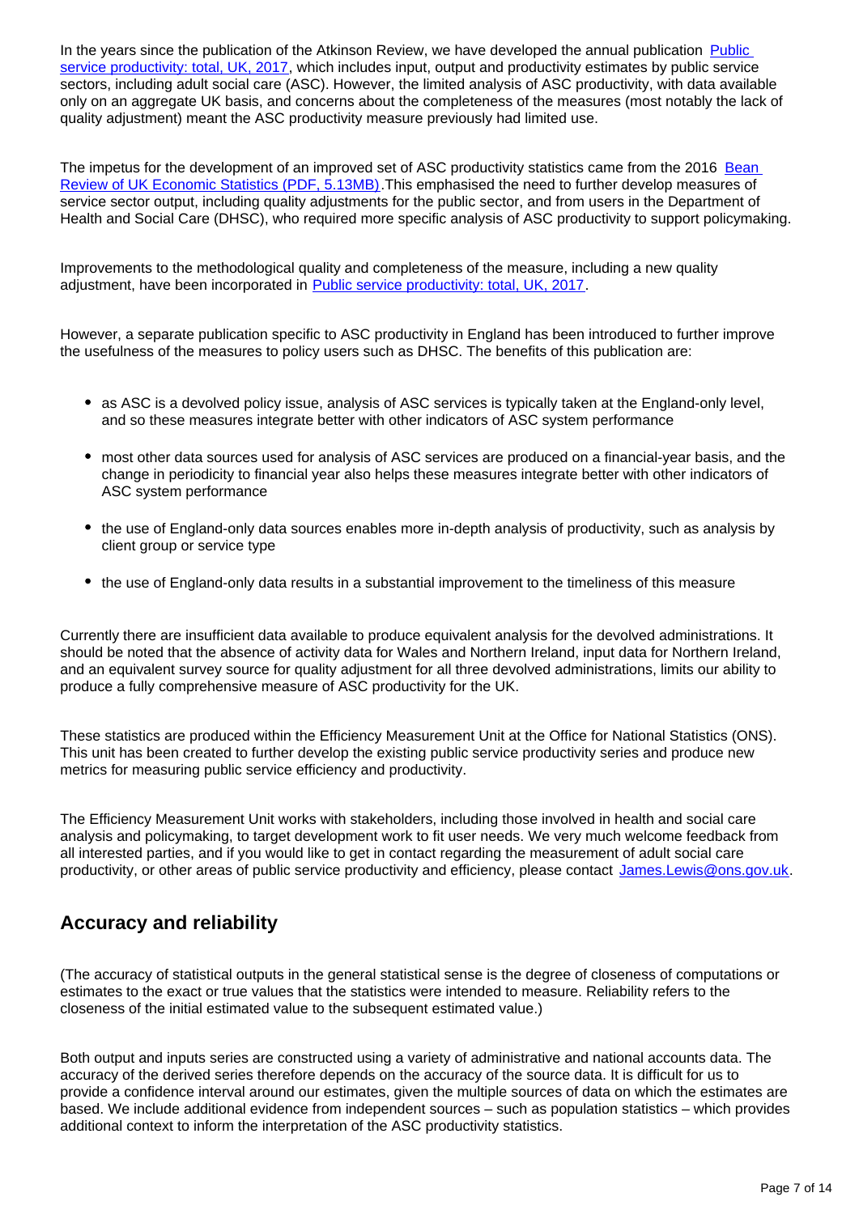In the years since the publication of the Atkinson Review, we have developed the annual publication [Public service productivity: total, UK, 2017](), which includes input, output and productivity estimates by public service sectors, including adult social care (ASC). However, the limited analysis of ASC productivity, with data available only on an aggregate UK basis, and concerns about the completeness of the measures (most notably the lack of quality adjustment) meant the ASC productivity measure previously had limited use.

The impetus for the development of an improved set of ASC productivity statistics came from the 2016 [Bean Review of UK Economic Statistics (PDF, 5.13MB)]().This emphasised the need to further develop measures of service sector output, including quality adjustments for the public sector, and from users in the Department of Health and Social Care (DHSC), who required more specific analysis of ASC productivity to support policymaking.

Improvements to the methodological quality and completeness of the measure, including a new quality adjustment, have been incorporated in [Public service productivity: total, UK, 2017]().

However, a separate publication specific to ASC productivity in England has been introduced to further improve the usefulness of the measures to policy users such as DHSC. The benefits of this publication are:

- as ASC is a devolved policy issue, analysis of ASC services is typically taken at the England-only level, and so these measures integrate better with other indicators of ASC system performance
- most other data sources used for analysis of ASC services are produced on a financial-year basis, and the change in periodicity to financial year also helps these measures integrate better with other indicators of ASC system performance
- the use of England-only data sources enables more in-depth analysis of productivity, such as analysis by client group or service type
- the use of England-only data results in a substantial improvement to the timeliness of this measure

Currently there are insufficient data available to produce equivalent analysis for the devolved administrations. It should be noted that the absence of activity data for Wales and Northern Ireland, input data for Northern Ireland, and an equivalent survey source for quality adjustment for all three devolved administrations, limits our ability to produce a fully comprehensive measure of ASC productivity for the UK.

These statistics are produced within the Efficiency Measurement Unit at the Office for National Statistics (ONS). This unit has been created to further develop the existing public service productivity series and produce new metrics for measuring public service efficiency and productivity.

The Efficiency Measurement Unit works with stakeholders, including those involved in health and social care analysis and policymaking, to target development work to fit user needs. We very much welcome feedback from all interested parties, and if you would like to get in contact regarding the measurement of adult social care productivity, or other areas of public service productivity and efficiency, please contact [James.Lewis@ons.gov.uk](mailto:James.Lewis@ons.gov.uk).

## Accuracy and reliability

(The accuracy of statistical outputs in the general statistical sense is the degree of closeness of computations or estimates to the exact or true values that the statistics were intended to measure. Reliability refers to the closeness of the initial estimated value to the subsequent estimated value.)

Both output and inputs series are constructed using a variety of administrative and national accounts data. The accuracy of the derived series therefore depends on the accuracy of the source data. It is difficult for us to provide a confidence interval around our estimates, given the multiple sources of data on which the estimates are based. We include additional evidence from independent sources – such as population statistics – which provides additional context to inform the interpretation of the ASC productivity statistics.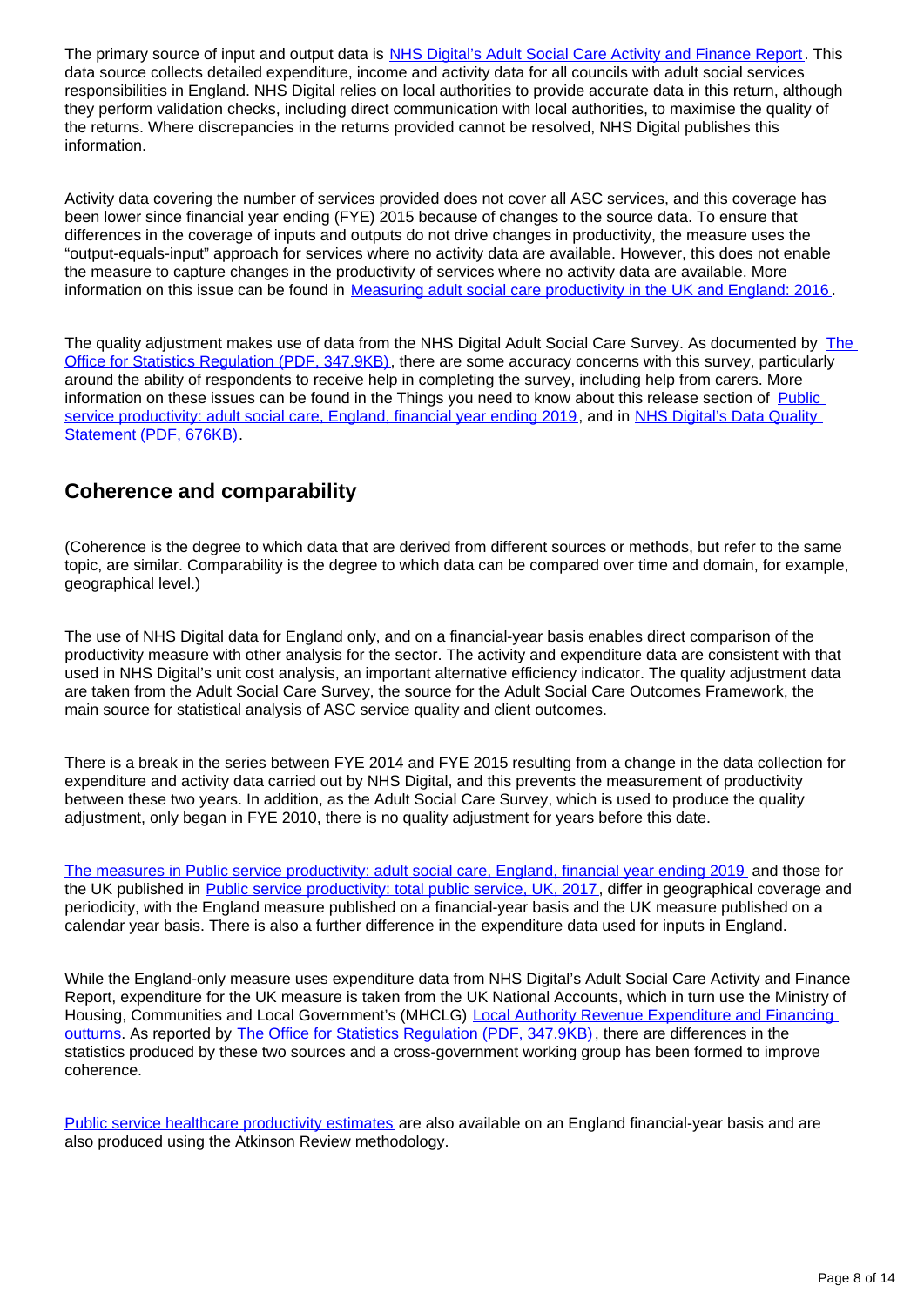The primary source of input and output data is [NHS Digital's Adult Social Care Activity and Finance Report](). This data source collects detailed expenditure, income and activity data for all councils with adult social services responsibilities in England. NHS Digital relies on local authorities to provide accurate data in this return, although they perform validation checks, including direct communication with local authorities, to maximise the quality of the returns. Where discrepancies in the returns provided cannot be resolved, NHS Digital publishes this information.

Activity data covering the number of services provided does not cover all ASC services, and this coverage has been lower since financial year ending (FYE) 2015 because of changes to the source data. To ensure that differences in the coverage of inputs and outputs do not drive changes in productivity, the measure uses the "output-equals-input" approach for services where no activity data are available. However, this does not enable the measure to capture changes in the productivity of services where no activity data are available. More information on this issue can be found in [Measuring adult social care productivity in the UK and England: 2016]().

The quality adjustment makes use of data from the NHS Digital Adult Social Care Survey. As documented by [The Office for Statistics Regulation (PDF, 347.9KB)](), there are some accuracy concerns with this survey, particularly around the ability of respondents to receive help in completing the survey, including help from carers. More information on these issues can be found in the Things you need to know about this release section of [Public service productivity: adult social care, England, financial year ending 2019](), and in [NHS Digital's Data Quality Statement (PDF, 676KB)]().

## Coherence and comparability

(Coherence is the degree to which data that are derived from different sources or methods, but refer to the same topic, are similar. Comparability is the degree to which data can be compared over time and domain, for example, geographical level.)

The use of NHS Digital data for England only, and on a financial-year basis enables direct comparison of the productivity measure with other analysis for the sector. The activity and expenditure data are consistent with that used in NHS Digital's unit cost analysis, an important alternative efficiency indicator. The quality adjustment data are taken from the Adult Social Care Survey, the source for the Adult Social Care Outcomes Framework, the main source for statistical analysis of ASC service quality and client outcomes.

There is a break in the series between FYE 2014 and FYE 2015 resulting from a change in the data collection for expenditure and activity data carried out by NHS Digital, and this prevents the measurement of productivity between these two years. In addition, as the Adult Social Care Survey, which is used to produce the quality adjustment, only began in FYE 2010, there is no quality adjustment for years before this date.

[The measures in Public service productivity: adult social care, England, financial year ending 2019]() and those for the UK published in [Public service productivity: total public service, UK, 2017](), differ in geographical coverage and periodicity, with the England measure published on a financial-year basis and the UK measure published on a calendar year basis. There is also a further difference in the expenditure data used for inputs in England.

While the England-only measure uses expenditure data from NHS Digital's Adult Social Care Activity and Finance Report, expenditure for the UK measure is taken from the UK National Accounts, which in turn use the Ministry of Housing, Communities and Local Government's (MHCLG) [Local Authority Revenue Expenditure and Financing outturns](). As reported by [The Office for Statistics Regulation (PDF, 347.9KB)](), there are differences in the statistics produced by these two sources and a cross-government working group has been formed to improve coherence.

[Public service healthcare productivity estimates]() are also available on an England financial-year basis and are also produced using the Atkinson Review methodology.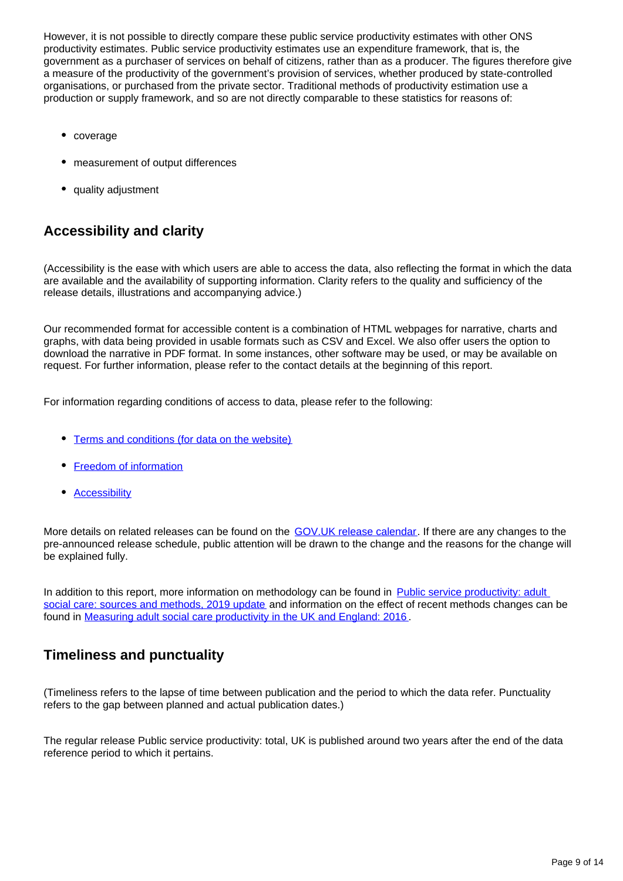However, it is not possible to directly compare these public service productivity estimates with other ONS productivity estimates. Public service productivity estimates use an expenditure framework, that is, the government as a purchaser of services on behalf of citizens, rather than as a producer. The figures therefore give a measure of the productivity of the government's provision of services, whether produced by state-controlled organisations, or purchased from the private sector. Traditional methods of productivity estimation use a production or supply framework, and so are not directly comparable to these statistics for reasons of:

- coverage
- measurement of output differences
- quality adjustment

## Accessibility and clarity

(Accessibility is the ease with which users are able to access the data, also reflecting the format in which the data are available and the availability of supporting information. Clarity refers to the quality and sufficiency of the release details, illustrations and accompanying advice.)

Our recommended format for accessible content is a combination of HTML webpages for narrative, charts and graphs, with data being provided in usable formats such as CSV and Excel. We also offer users the option to download the narrative in PDF format. In some instances, other software may be used, or may be available on request. For further information, please refer to the contact details at the beginning of this report.

For information regarding conditions of access to data, please refer to the following:

- [Terms and conditions (for data on the website)]
- [Freedom of information]
- [Accessibility]

More details on related releases can be found on the [GOV.UK release calendar]. If there are any changes to the pre-announced release schedule, public attention will be drawn to the change and the reasons for the change will be explained fully.

In addition to this report, more information on methodology can be found in [Public service productivity: adult social care: sources and methods, 2019 update] and information on the effect of recent methods changes can be found in [Measuring adult social care productivity in the UK and England: 2016].

## Timeliness and punctuality

(Timeliness refers to the lapse of time between publication and the period to which the data refer. Punctuality refers to the gap between planned and actual publication dates.)

The regular release Public service productivity: total, UK is published around two years after the end of the data reference period to which it pertains.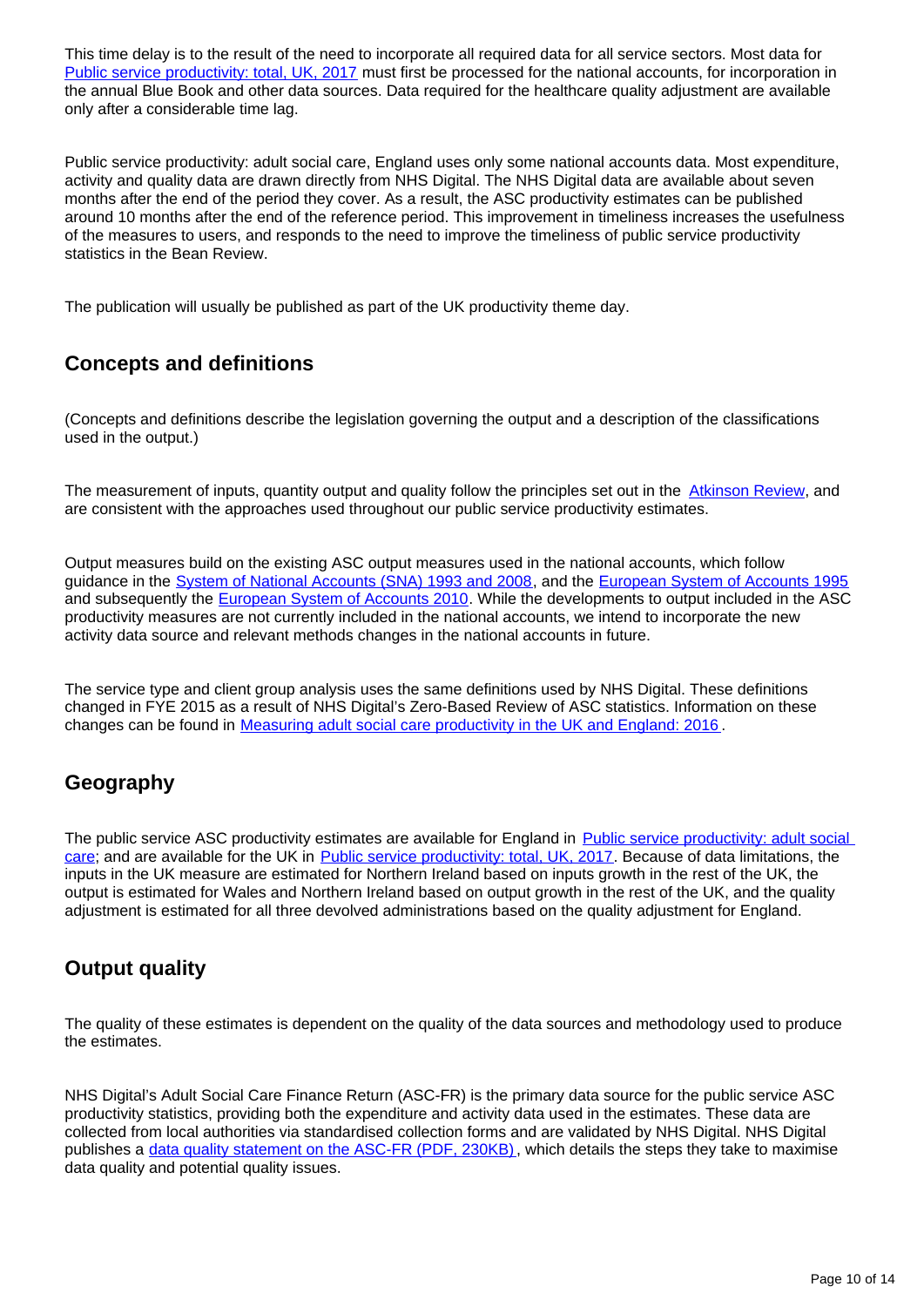This time delay is to the result of the need to incorporate all required data for all service sectors. Most data for [Public service productivity: total, UK, 2017](#) must first be processed for the national accounts, for incorporation in the annual Blue Book and other data sources. Data required for the healthcare quality adjustment are available only after a considerable time lag.

Public service productivity: adult social care, England uses only some national accounts data. Most expenditure, activity and quality data are drawn directly from NHS Digital. The NHS Digital data are available about seven months after the end of the period they cover. As a result, the ASC productivity estimates can be published around 10 months after the end of the reference period. This improvement in timeliness increases the usefulness of the measures to users, and responds to the need to improve the timeliness of public service productivity statistics in the Bean Review.

The publication will usually be published as part of the UK productivity theme day.

## Concepts and definitions

(Concepts and definitions describe the legislation governing the output and a description of the classifications used in the output.)

The measurement of inputs, quantity output and quality follow the principles set out in the [Atkinson Review](#), and are consistent with the approaches used throughout our public service productivity estimates.

Output measures build on the existing ASC output measures used in the national accounts, which follow guidance in the [System of National Accounts (SNA) 1993 and 2008](#), and the [European System of Accounts 1995](#) and subsequently the [European System of Accounts 2010](#). While the developments to output included in the ASC productivity measures are not currently included in the national accounts, we intend to incorporate the new activity data source and relevant methods changes in the national accounts in future.

The service type and client group analysis uses the same definitions used by NHS Digital. These definitions changed in FYE 2015 as a result of NHS Digital's Zero-Based Review of ASC statistics. Information on these changes can be found in [Measuring adult social care productivity in the UK and England: 2016](#).

## Geography

The public service ASC productivity estimates are available for England in [Public service productivity: adult social care](#); and are available for the UK in [Public service productivity: total, UK, 2017](#). Because of data limitations, the inputs in the UK measure are estimated for Northern Ireland based on inputs growth in the rest of the UK, the output is estimated for Wales and Northern Ireland based on output growth in the rest of the UK, and the quality adjustment is estimated for all three devolved administrations based on the quality adjustment for England.

## Output quality

The quality of these estimates is dependent on the quality of the data sources and methodology used to produce the estimates.

NHS Digital's Adult Social Care Finance Return (ASC-FR) is the primary data source for the public service ASC productivity statistics, providing both the expenditure and activity data used in the estimates. These data are collected from local authorities via standardised collection forms and are validated by NHS Digital. NHS Digital publishes a [data quality statement on the ASC-FR (PDF, 230KB)](#), which details the steps they take to maximise data quality and potential quality issues.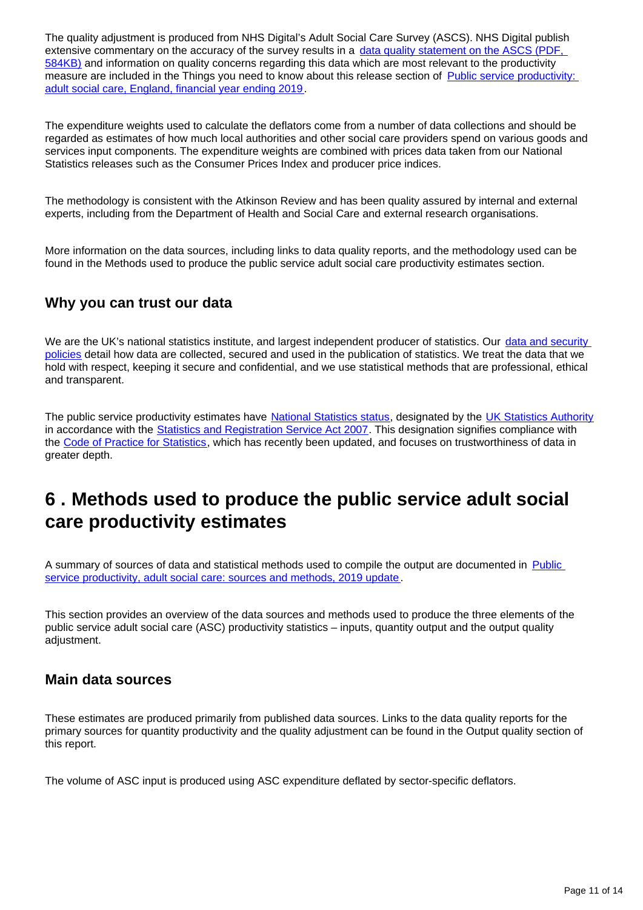The quality adjustment is produced from NHS Digital's Adult Social Care Survey (ASCS). NHS Digital publish extensive commentary on the accuracy of the survey results in a [data quality statement on the ASCS (PDF, 584KB)]() and information on quality concerns regarding this data which are most relevant to the productivity measure are included in the Things you need to know about this release section of [Public service productivity: adult social care, England, financial year ending 2019]().

The expenditure weights used to calculate the deflators come from a number of data collections and should be regarded as estimates of how much local authorities and other social care providers spend on various goods and services input components. The expenditure weights are combined with prices data taken from our National Statistics releases such as the Consumer Prices Index and producer price indices.

The methodology is consistent with the Atkinson Review and has been quality assured by internal and external experts, including from the Department of Health and Social Care and external research organisations.

More information on the data sources, including links to data quality reports, and the methodology used can be found in the Methods used to produce the public service adult social care productivity estimates section.

### Why you can trust our data

We are the UK's national statistics institute, and largest independent producer of statistics. Our [data and security policies]() detail how data are collected, secured and used in the publication of statistics. We treat the data that we hold with respect, keeping it secure and confidential, and we use statistical methods that are professional, ethical and transparent.

The public service productivity estimates have [National Statistics status](), designated by the [UK Statistics Authority]() in accordance with the [Statistics and Registration Service Act 2007](). This designation signifies compliance with the [Code of Practice for Statistics](), which has recently been updated, and focuses on trustworthiness of data in greater depth.

## 6 . Methods used to produce the public service adult social care productivity estimates

A summary of sources of data and statistical methods used to compile the output are documented in [Public service productivity, adult social care: sources and methods, 2019 update]().

This section provides an overview of the data sources and methods used to produce the three elements of the public service adult social care (ASC) productivity statistics – inputs, quantity output and the output quality adjustment.

### Main data sources

These estimates are produced primarily from published data sources. Links to the data quality reports for the primary sources for quantity productivity and the quality adjustment can be found in the Output quality section of this report.

The volume of ASC input is produced using ASC expenditure deflated by sector-specific deflators.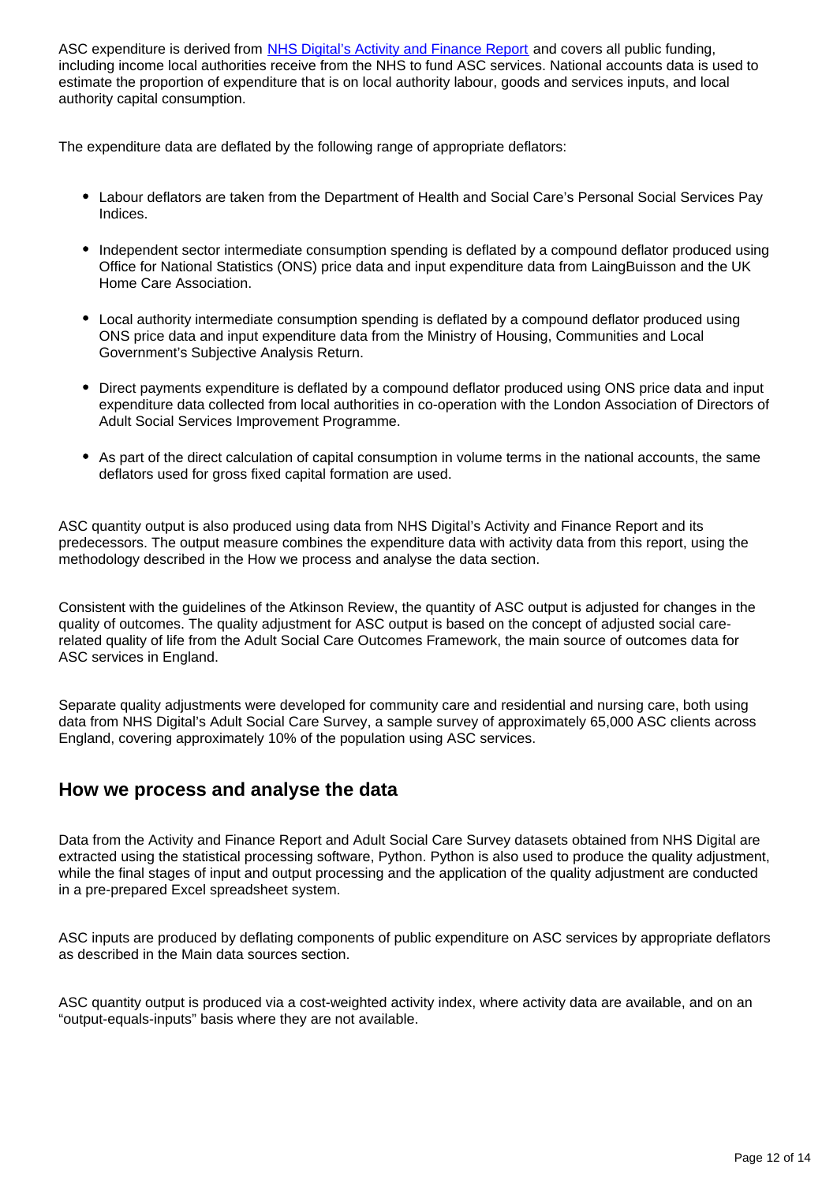ASC expenditure is derived from [NHS Digital's Activity and Finance Report] and covers all public funding, including income local authorities receive from the NHS to fund ASC services. National accounts data is used to estimate the proportion of expenditure that is on local authority labour, goods and services inputs, and local authority capital consumption.

The expenditure data are deflated by the following range of appropriate deflators:

- Labour deflators are taken from the Department of Health and Social Care's Personal Social Services Pay Indices.
- Independent sector intermediate consumption spending is deflated by a compound deflator produced using Office for National Statistics (ONS) price data and input expenditure data from LaingBuisson and the UK Home Care Association.
- Local authority intermediate consumption spending is deflated by a compound deflator produced using ONS price data and input expenditure data from the Ministry of Housing, Communities and Local Government's Subjective Analysis Return.
- Direct payments expenditure is deflated by a compound deflator produced using ONS price data and input expenditure data collected from local authorities in co-operation with the London Association of Directors of Adult Social Services Improvement Programme.
- As part of the direct calculation of capital consumption in volume terms in the national accounts, the same deflators used for gross fixed capital formation are used.

ASC quantity output is also produced using data from NHS Digital's Activity and Finance Report and its predecessors. The output measure combines the expenditure data with activity data from this report, using the methodology described in the How we process and analyse the data section.

Consistent with the guidelines of the Atkinson Review, the quantity of ASC output is adjusted for changes in the quality of outcomes. The quality adjustment for ASC output is based on the concept of adjusted social care-related quality of life from the Adult Social Care Outcomes Framework, the main source of outcomes data for ASC services in England.

Separate quality adjustments were developed for community care and residential and nursing care, both using data from NHS Digital's Adult Social Care Survey, a sample survey of approximately 65,000 ASC clients across England, covering approximately 10% of the population using ASC services.

## How we process and analyse the data

Data from the Activity and Finance Report and Adult Social Care Survey datasets obtained from NHS Digital are extracted using the statistical processing software, Python. Python is also used to produce the quality adjustment, while the final stages of input and output processing and the application of the quality adjustment are conducted in a pre-prepared Excel spreadsheet system.

ASC inputs are produced by deflating components of public expenditure on ASC services by appropriate deflators as described in the Main data sources section.

ASC quantity output is produced via a cost-weighted activity index, where activity data are available, and on an "output-equals-inputs" basis where they are not available.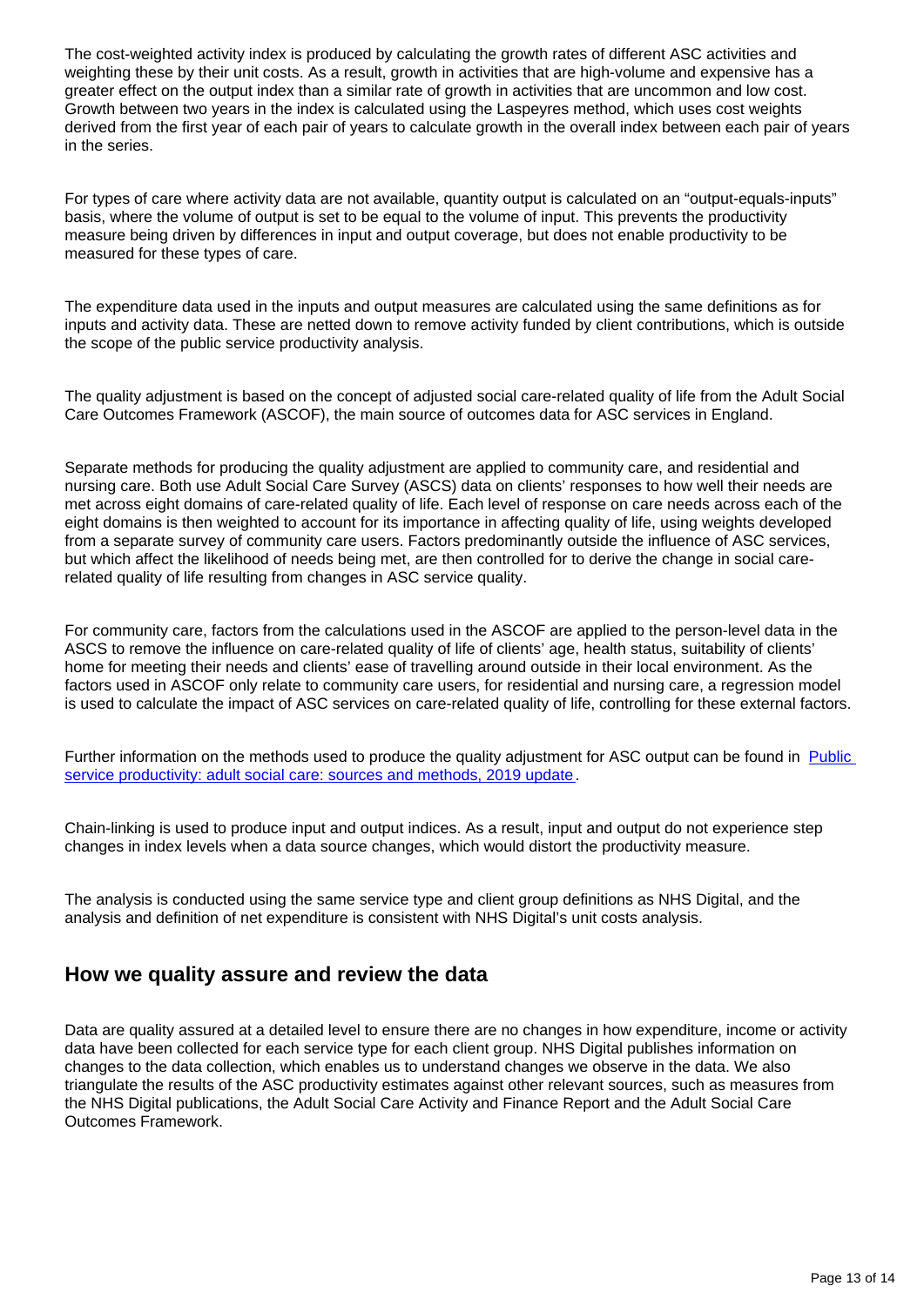The cost-weighted activity index is produced by calculating the growth rates of different ASC activities and weighting these by their unit costs. As a result, growth in activities that are high-volume and expensive has a greater effect on the output index than a similar rate of growth in activities that are uncommon and low cost. Growth between two years in the index is calculated using the Laspeyres method, which uses cost weights derived from the first year of each pair of years to calculate growth in the overall index between each pair of years in the series.

For types of care where activity data are not available, quantity output is calculated on an "output-equals-inputs" basis, where the volume of output is set to be equal to the volume of input. This prevents the productivity measure being driven by differences in input and output coverage, but does not enable productivity to be measured for these types of care.

The expenditure data used in the inputs and output measures are calculated using the same definitions as for inputs and activity data. These are netted down to remove activity funded by client contributions, which is outside the scope of the public service productivity analysis.

The quality adjustment is based on the concept of adjusted social care-related quality of life from the Adult Social Care Outcomes Framework (ASCOF), the main source of outcomes data for ASC services in England.

Separate methods for producing the quality adjustment are applied to community care, and residential and nursing care. Both use Adult Social Care Survey (ASCS) data on clients' responses to how well their needs are met across eight domains of care-related quality of life. Each level of response on care needs across each of the eight domains is then weighted to account for its importance in affecting quality of life, using weights developed from a separate survey of community care users. Factors predominantly outside the influence of ASC services, but which affect the likelihood of needs being met, are then controlled for to derive the change in social care-related quality of life resulting from changes in ASC service quality.

For community care, factors from the calculations used in the ASCOF are applied to the person-level data in the ASCS to remove the influence on care-related quality of life of clients' age, health status, suitability of clients' home for meeting their needs and clients' ease of travelling around outside in their local environment. As the factors used in ASCOF only relate to community care users, for residential and nursing care, a regression model is used to calculate the impact of ASC services on care-related quality of life, controlling for these external factors.

Further information on the methods used to produce the quality adjustment for ASC output can be found in [Public service productivity: adult social care: sources and methods, 2019 update].

Chain-linking is used to produce input and output indices. As a result, input and output do not experience step changes in index levels when a data source changes, which would distort the productivity measure.

The analysis is conducted using the same service type and client group definitions as NHS Digital, and the analysis and definition of net expenditure is consistent with NHS Digital's unit costs analysis.

## How we quality assure and review the data

Data are quality assured at a detailed level to ensure there are no changes in how expenditure, income or activity data have been collected for each service type for each client group. NHS Digital publishes information on changes to the data collection, which enables us to understand changes we observe in the data. We also triangulate the results of the ASC productivity estimates against other relevant sources, such as measures from the NHS Digital publications, the Adult Social Care Activity and Finance Report and the Adult Social Care Outcomes Framework.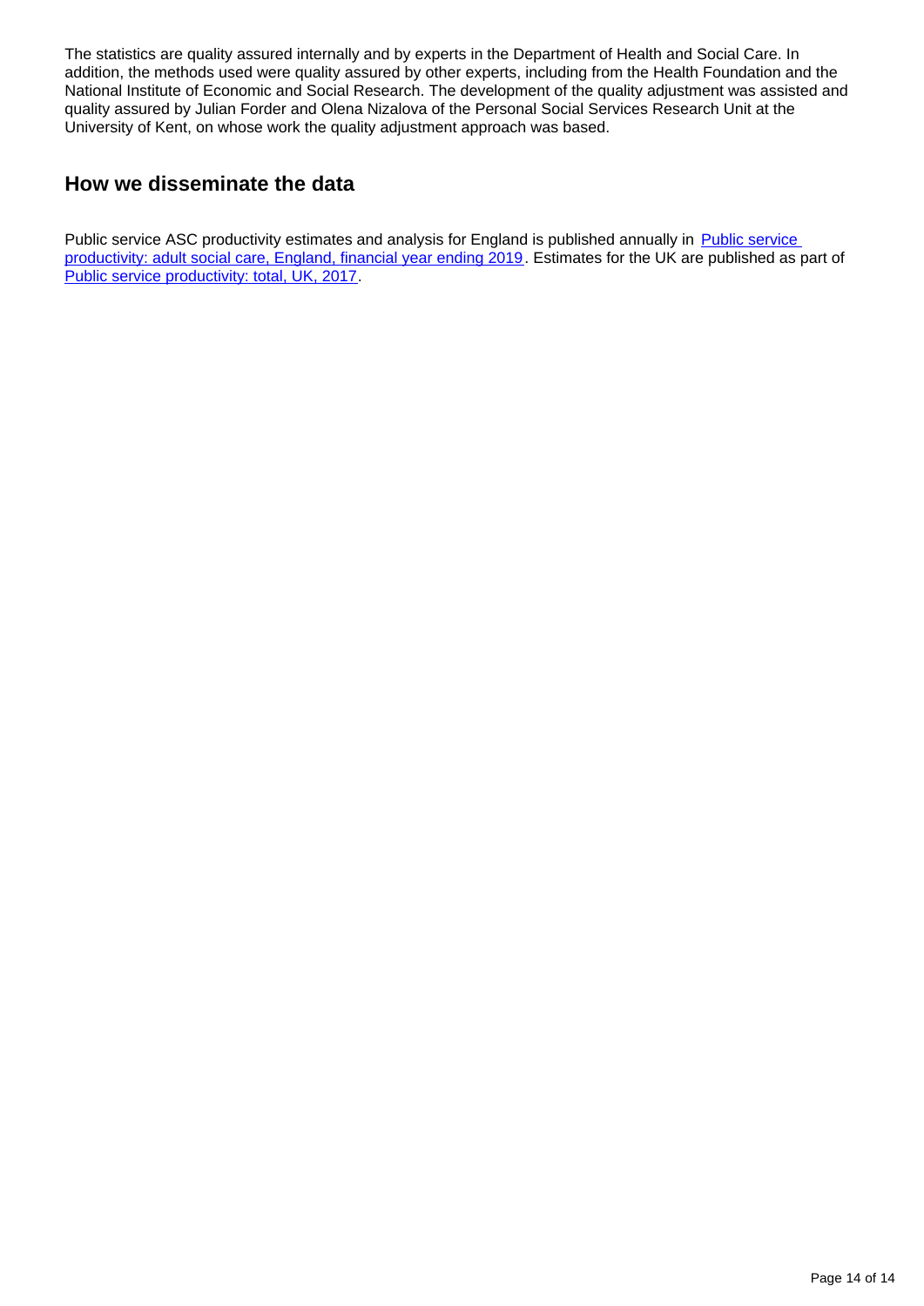The statistics are quality assured internally and by experts in the Department of Health and Social Care. In addition, the methods used were quality assured by other experts, including from the Health Foundation and the National Institute of Economic and Social Research. The development of the quality adjustment was assisted and quality assured by Julian Forder and Olena Nizalova of the Personal Social Services Research Unit at the University of Kent, on whose work the quality adjustment approach was based.

## How we disseminate the data

Public service ASC productivity estimates and analysis for England is published annually in [Public service productivity: adult social care, England, financial year ending 2019](). Estimates for the UK are published as part of [Public service productivity: total, UK, 2017]().